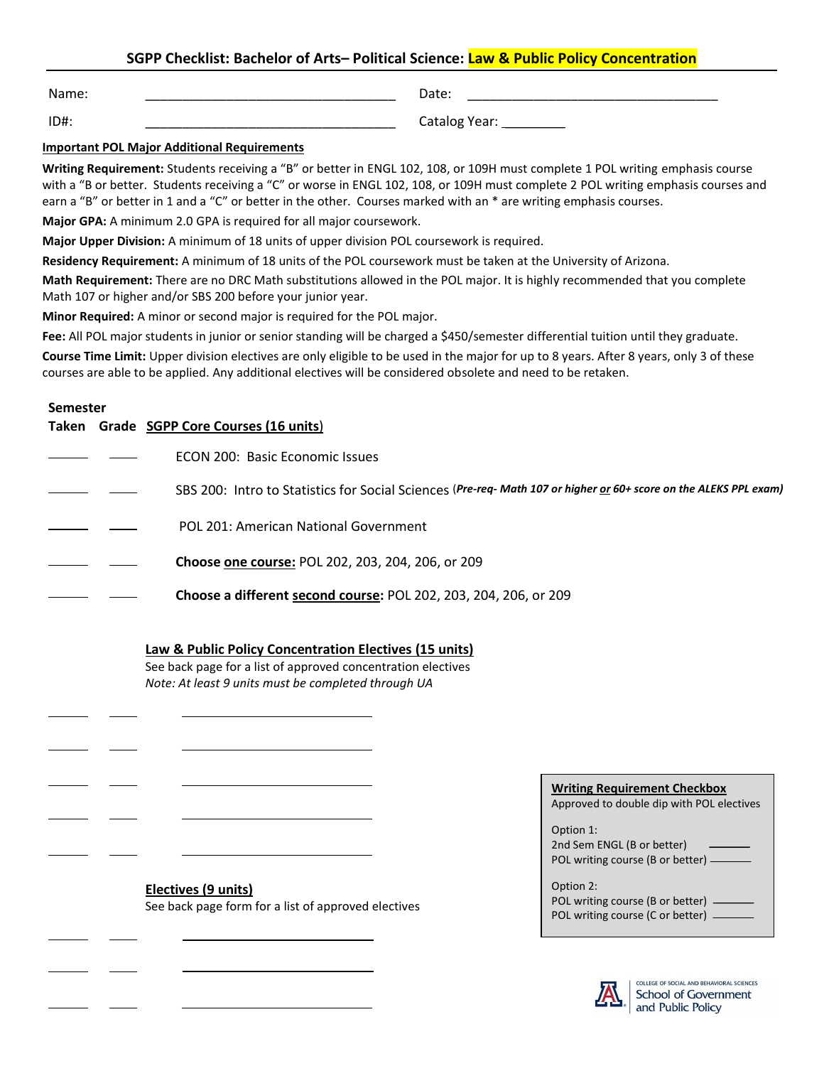# SGPP Checklist: Bachelor of Arts– Political Science: Law & Public Policy Concentration

Name: ___________________________________ Date: ___________________________________

ID#: ___________________________________ Catalog Year: _________

**Important POL Major Additional Requirements**

**Writing Requirement:** Students receiving a "B" or better in ENGL 102, 108, or 109H must complete 1 POL writing emphasis course with a "B or better. Students receiving a "C" or worse in ENGL 102, 108, or 109H must complete 2 POL writing emphasis courses and earn a "B" or better in 1 and a "C" or better in the other. Courses marked with an * are writing emphasis courses.

**Major GPA:** A minimum 2.0 GPA is required for all major coursework.

**Major Upper Division:** A minimum of 18 units of upper division POL coursework is required.

**Residency Requirement:** A minimum of 18 units of the POL coursework must be taken at the University of Arizona.

**Math Requirement:** There are no DRC Math substitutions allowed in the POL major. It is highly recommended that you complete Math 107 or higher and/or SBS 200 before your junior year.

**Minor Required:** A minor or second major is required for the POL major.

**Fee:** All POL major students in junior or senior standing will be charged a $450/semester differential tuition until they graduate.

**Course Time Limit:** Upper division electives are only eligible to be used in the major for up to 8 years. After 8 years, only 3 of these courses are able to be applied. Any additional electives will be considered obsolete and need to be retaken.

| Semester Taken | Grade | SGPP Core Courses (16 units) |
|---|---|---|
| ______ | ____ | ECON 200: Basic Economic Issues |
| ______ | ____ | SBS 200: Intro to Statistics for Social Sciences (*Pre-req- Math 107 or higher or 60+ score on the ALEKS PPL exam*) |
| ______ | ____ | POL 201: American National Government |
| ______ | ____ | **Choose one course:** POL 202, 203, 204, 206, or 209 |
| ______ | ____ | **Choose a different second course:** POL 202, 203, 204, 206, or 209 |

**Law & Public Policy Concentration Electives (15 units)**

See back page for a list of approved concentration electives

*Note: At least 9 units must be completed through UA*

| Semester Taken | Grade | Course |
|---|---|---|
| ______ | ____ | ______________________ |
| ______ | ____ | ______________________ |
| ______ | ____ | ______________________ |
| ______ | ____ | ______________________ |
| ______ | ____ | ______________________ |

**Electives (9 units)**

See back page form for a list of approved electives

| Semester Taken | Grade | Course |
|---|---|---|
| ______ | ____ | ______________________ |
| ______ | ____ | ______________________ |
| ______ | ____ | ______________________ |

**Writing Requirement Checkbox**

Approved to double dip with POL electives

Option 1:
- 2nd Sem ENGL (B or better) ______
- POL writing course (B or better) ______

Option 2:
- POL writing course (B or better) ______
- POL writing course (C or better) ______

College of Social and Behavioral Sciences
School of Government and Public Policy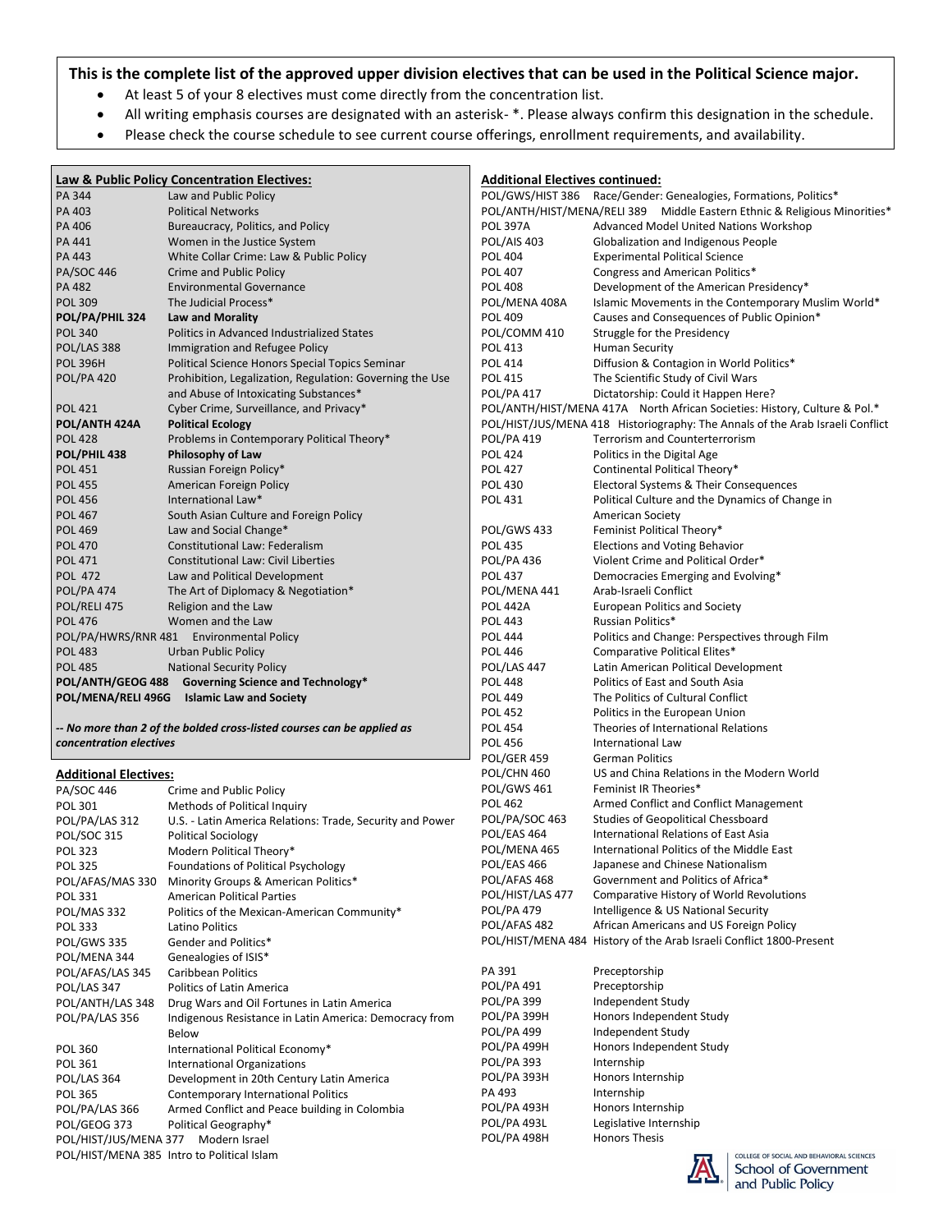**This is the complete list of the approved upper division electives that can be used in the Political Science major.**

- At least 5 of your 8 electives must come directly from the concentration list.
- All writing emphasis courses are designated with an asterisk- *. Please always confirm this designation in the schedule.
- Please check the course schedule to see current course offerings, enrollment requirements, and availability.

## Law & Public Policy Concentration Electives:

| | |
|---|---|
| PA 344 | Law and Public Policy |
| PA 403 | Political Networks |
| PA 406 | Bureaucracy, Politics, and Policy |
| PA 441 | Women in the Justice System |
| PA 443 | White Collar Crime: Law & Public Policy |
| PA/SOC 446 | Crime and Public Policy |
| PA 482 | Environmental Governance |
| POL 309 | The Judicial Process* |
| **POL/PA/PHIL 324** | **Law and Morality** |
| POL 340 | Politics in Advanced Industrialized States |
| POL/LAS 388 | Immigration and Refugee Policy |
| POL 396H | Political Science Honors Special Topics Seminar |
| POL/PA 420 | Prohibition, Legalization, Regulation: Governing the Use and Abuse of Intoxicating Substances* |
| POL 421 | Cyber Crime, Surveillance, and Privacy* |
| **POL/ANTH 424A** | **Political Ecology** |
| POL 428 | Problems in Contemporary Political Theory* |
| **POL/PHIL 438** | **Philosophy of Law** |
| POL 451 | Russian Foreign Policy* |
| POL 455 | American Foreign Policy |
| POL 456 | International Law* |
| POL 467 | South Asian Culture and Foreign Policy |
| POL 469 | Law and Social Change* |
| POL 470 | Constitutional Law: Federalism |
| POL 471 | Constitutional Law: Civil Liberties |
| POL 472 | Law and Political Development |
| POL/PA 474 | The Art of Diplomacy & Negotiation* |
| POL/RELI 475 | Religion and the Law |
| POL 476 | Women and the Law |
| POL/PA/HWRS/RNR 481 | Environmental Policy |
| POL 483 | Urban Public Policy |
| POL 485 | National Security Policy |
| **POL/ANTH/GEOG 488** | **Governing Science and Technology*** |
| **POL/MENA/RELI 496G** | **Islamic Law and Society** |

*-- No more than 2 of the bolded cross-listed courses can be applied as concentration electives*

## Additional Electives:

| | |
|---|---|
| PA/SOC 446 | Crime and Public Policy |
| POL 301 | Methods of Political Inquiry |
| POL/PA/LAS 312 | U.S. - Latin America Relations: Trade, Security and Power |
| POL/SOC 315 | Political Sociology |
| POL 323 | Modern Political Theory* |
| POL 325 | Foundations of Political Psychology |
| POL/AFAS/MAS 330 | Minority Groups & American Politics* |
| POL 331 | American Political Parties |
| POL/MAS 332 | Politics of the Mexican-American Community* |
| POL 333 | Latino Politics |
| POL/GWS 335 | Gender and Politics* |
| POL/MENA 344 | Genealogies of ISIS* |
| POL/AFAS/LAS 345 | Caribbean Politics |
| POL/LAS 347 | Politics of Latin America |
| POL/ANTH/LAS 348 | Drug Wars and Oil Fortunes in Latin America |
| POL/PA/LAS 356 | Indigenous Resistance in Latin America: Democracy from Below |
| POL 360 | International Political Economy* |
| POL 361 | International Organizations |
| POL/LAS 364 | Development in 20th Century Latin America |
| POL 365 | Contemporary International Politics |
| POL/PA/LAS 366 | Armed Conflict and Peace building in Colombia |
| POL/GEOG 373 | Political Geography* |
| POL/HIST/JUS/MENA 377 | Modern Israel |
| POL/HIST/MENA 385 | Intro to Political Islam |

## Additional Electives continued:

| | |
|---|---|
| POL/GWS/HIST 386 | Race/Gender: Genealogies, Formations, Politics* |
| POL/ANTH/HIST/MENA/RELI 389 | Middle Eastern Ethnic & Religious Minorities* |
| POL 397A | Advanced Model United Nations Workshop |
| POL/AIS 403 | Globalization and Indigenous People |
| POL 404 | Experimental Political Science |
| POL 407 | Congress and American Politics* |
| POL 408 | Development of the American Presidency* |
| POL/MENA 408A | Islamic Movements in the Contemporary Muslim World* |
| POL 409 | Causes and Consequences of Public Opinion* |
| POL/COMM 410 | Struggle for the Presidency |
| POL 413 | Human Security |
| POL 414 | Diffusion & Contagion in World Politics* |
| POL 415 | The Scientific Study of Civil Wars |
| POL/PA 417 | Dictatorship: Could it Happen Here? |
| POL/ANTH/HIST/MENA 417A | North African Societies: History, Culture & Pol.* |
| POL/HIST/JUS/MENA 418 | Historiography: The Annals of the Arab Israeli Conflict |
| POL/PA 419 | Terrorism and Counterterrorism |
| POL 424 | Politics in the Digital Age |
| POL 427 | Continental Political Theory* |
| POL 430 | Electoral Systems & Their Consequences |
| POL 431 | Political Culture and the Dynamics of Change in American Society |
| POL/GWS 433 | Feminist Political Theory* |
| POL 435 | Elections and Voting Behavior |
| POL/PA 436 | Violent Crime and Political Order* |
| POL 437 | Democracies Emerging and Evolving* |
| POL/MENA 441 | Arab-Israeli Conflict |
| POL 442A | European Politics and Society |
| POL 443 | Russian Politics* |
| POL 444 | Politics and Change: Perspectives through Film |
| POL 446 | Comparative Political Elites* |
| POL/LAS 447 | Latin American Political Development |
| POL 448 | Politics of East and South Asia |
| POL 449 | The Politics of Cultural Conflict |
| POL 452 | Politics in the European Union |
| POL 454 | Theories of International Relations |
| POL 456 | International Law |
| POL/GER 459 | German Politics |
| POL/CHN 460 | US and China Relations in the Modern World |
| POL/GWS 461 | Feminist IR Theories* |
| POL 462 | Armed Conflict and Conflict Management |
| POL/PA/SOC 463 | Studies of Geopolitical Chessboard |
| POL/EAS 464 | International Relations of East Asia |
| POL/MENA 465 | International Politics of the Middle East |
| POL/EAS 466 | Japanese and Chinese Nationalism |
| POL/AFAS 468 | Government and Politics of Africa* |
| POL/HIST/LAS 477 | Comparative History of World Revolutions |
| POL/PA 479 | Intelligence & US National Security |
| POL/AFAS 482 | African Americans and US Foreign Policy |
| POL/HIST/MENA 484 | History of the Arab Israeli Conflict 1800-Present |
| PA 391 | Preceptorship |
| POL/PA 491 | Preceptorship |
| POL/PA 399 | Independent Study |
| POL/PA 399H | Honors Independent Study |
| POL/PA 499 | Independent Study |
| POL/PA 499H | Honors Independent Study |
| POL/PA 393 | Internship |
| POL/PA 393H | Honors Internship |
| PA 493 | Internship |
| POL/PA 493H | Honors Internship |
| POL/PA 493L | Legislative Internship |
| POL/PA 498H | Honors Thesis |

College of Social and Behavioral Sciences
School of Government and Public Policy